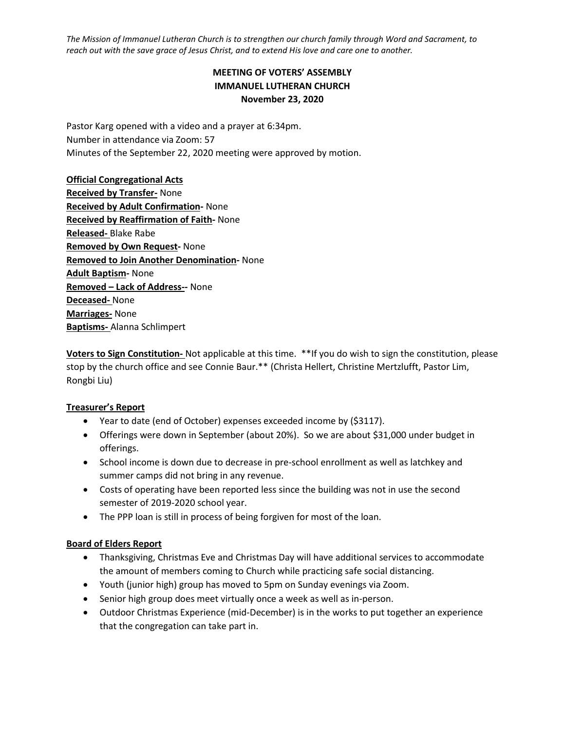*The Mission of Immanuel Lutheran Church is to strengthen our church family through Word and Sacrament, to reach out with the save grace of Jesus Christ, and to extend His love and care one to another.*

# MEETING OF VOTERS' ASSEMBLY
# IMMANUEL LUTHERAN CHURCH
# November 23, 2020

Pastor Karg opened with a video and a prayer at 6:34pm.
Number in attendance via Zoom: 57
Minutes of the September 22, 2020 meeting were approved by motion.

**Official Congregational Acts**
**Received by Transfer-** None
**Received by Adult Confirmation-** None
**Received by Reaffirmation of Faith-** None
**Released-** Blake Rabe
**Removed by Own Request-** None
**Removed to Join Another Denomination-** None
**Adult Baptism-** None
**Removed – Lack of Address--** None
**Deceased-** None
**Marriages-** None
**Baptisms-** Alanna Schlimpert

**Voters to Sign Constitution-** Not applicable at this time. **If you do wish to sign the constitution, please stop by the church office and see Connie Baur.** (Christa Hellert, Christine Mertzlufft, Pastor Lim, Rongbi Liu)

**Treasurer's Report**

- Year to date (end of October) expenses exceeded income by ($3117).
- Offerings were down in September (about 20%). So we are about $31,000 under budget in offerings.
- School income is down due to decrease in pre-school enrollment as well as latchkey and summer camps did not bring in any revenue.
- Costs of operating have been reported less since the building was not in use the second semester of 2019-2020 school year.
- The PPP loan is still in process of being forgiven for most of the loan.

**Board of Elders Report**

- Thanksgiving, Christmas Eve and Christmas Day will have additional services to accommodate the amount of members coming to Church while practicing safe social distancing.
- Youth (junior high) group has moved to 5pm on Sunday evenings via Zoom.
- Senior high group does meet virtually once a week as well as in-person.
- Outdoor Christmas Experience (mid-December) is in the works to put together an experience that the congregation can take part in.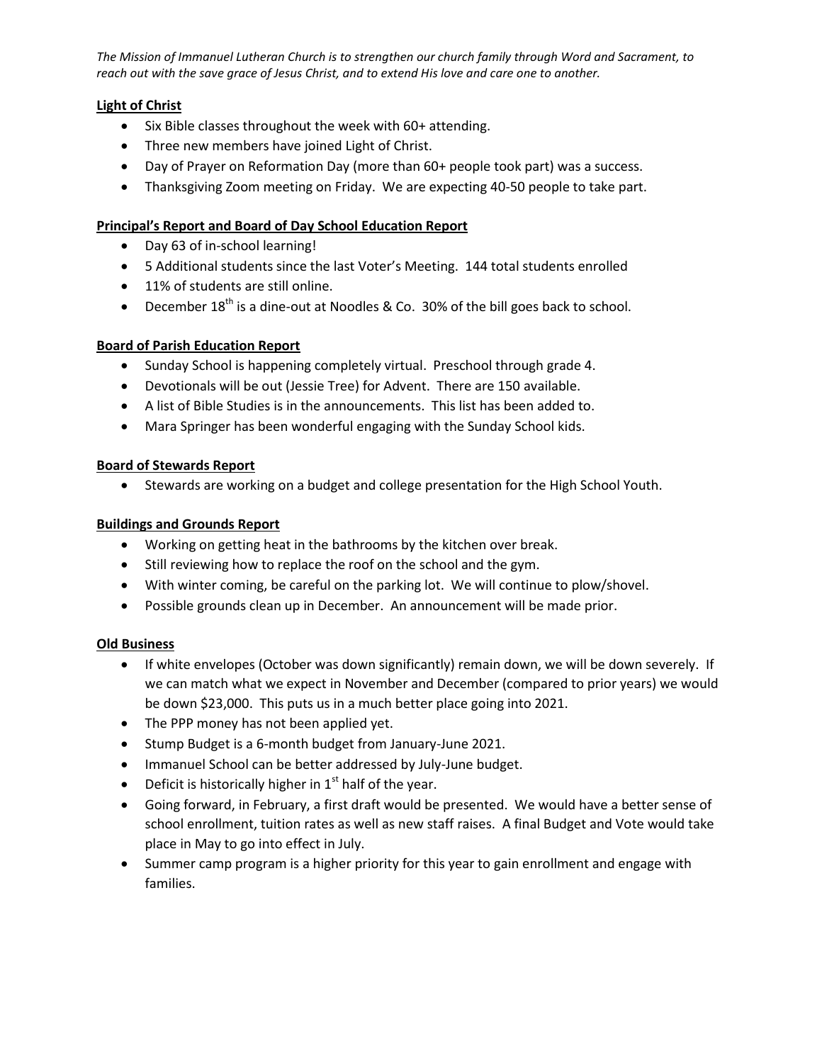*The Mission of Immanuel Lutheran Church is to strengthen our church family through Word and Sacrament, to reach out with the save grace of Jesus Christ, and to extend His love and care one to another.*

**Light of Christ**

- Six Bible classes throughout the week with 60+ attending.
- Three new members have joined Light of Christ.
- Day of Prayer on Reformation Day (more than 60+ people took part) was a success.
- Thanksgiving Zoom meeting on Friday. We are expecting 40-50 people to take part.

**Principal's Report and Board of Day School Education Report**

- Day 63 of in-school learning!
- 5 Additional students since the last Voter's Meeting. 144 total students enrolled
- 11% of students are still online.
- December 18th is a dine-out at Noodles & Co. 30% of the bill goes back to school.

**Board of Parish Education Report**

- Sunday School is happening completely virtual. Preschool through grade 4.
- Devotionals will be out (Jessie Tree) for Advent. There are 150 available.
- A list of Bible Studies is in the announcements. This list has been added to.
- Mara Springer has been wonderful engaging with the Sunday School kids.

**Board of Stewards Report**

- Stewards are working on a budget and college presentation for the High School Youth.

**Buildings and Grounds Report**

- Working on getting heat in the bathrooms by the kitchen over break.
- Still reviewing how to replace the roof on the school and the gym.
- With winter coming, be careful on the parking lot. We will continue to plow/shovel.
- Possible grounds clean up in December. An announcement will be made prior.

**Old Business**

- If white envelopes (October was down significantly) remain down, we will be down severely. If we can match what we expect in November and December (compared to prior years) we would be down $23,000. This puts us in a much better place going into 2021.
- The PPP money has not been applied yet.
- Stump Budget is a 6-month budget from January-June 2021.
- Immanuel School can be better addressed by July-June budget.
- Deficit is historically higher in 1st half of the year.
- Going forward, in February, a first draft would be presented. We would have a better sense of school enrollment, tuition rates as well as new staff raises. A final Budget and Vote would take place in May to go into effect in July.
- Summer camp program is a higher priority for this year to gain enrollment and engage with families.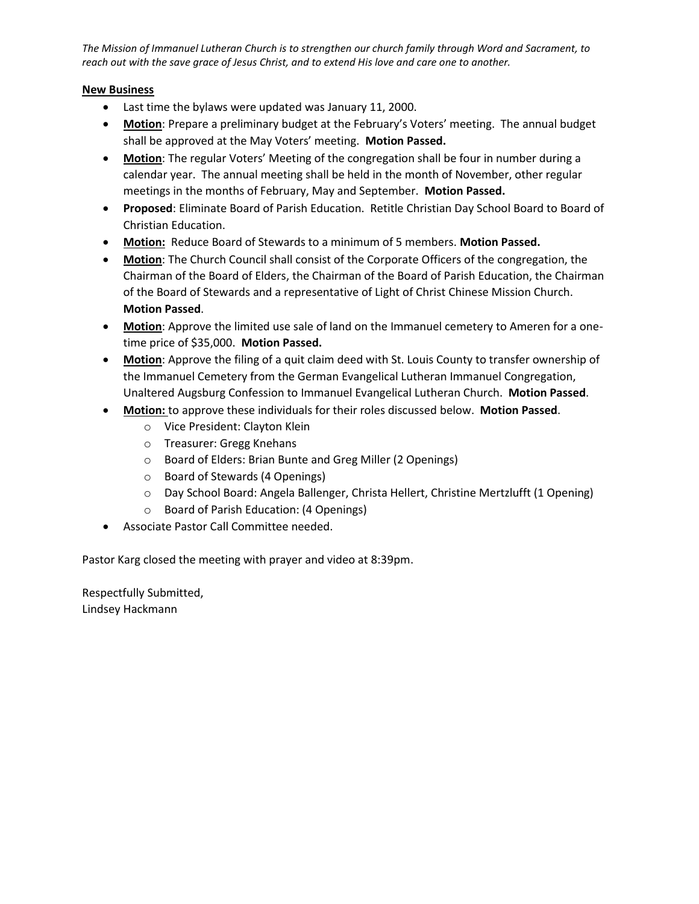*The Mission of Immanuel Lutheran Church is to strengthen our church family through Word and Sacrament, to reach out with the save grace of Jesus Christ, and to extend His love and care one to another.*

**New Business**

- Last time the bylaws were updated was January 11, 2000.
- **Motion**: Prepare a preliminary budget at the February's Voters' meeting. The annual budget shall be approved at the May Voters' meeting. **Motion Passed.**
- **Motion**: The regular Voters' Meeting of the congregation shall be four in number during a calendar year. The annual meeting shall be held in the month of November, other regular meetings in the months of February, May and September. **Motion Passed.**
- **Proposed**: Eliminate Board of Parish Education. Retitle Christian Day School Board to Board of Christian Education.
- **Motion:** Reduce Board of Stewards to a minimum of 5 members. **Motion Passed.**
- **Motion**: The Church Council shall consist of the Corporate Officers of the congregation, the Chairman of the Board of Elders, the Chairman of the Board of Parish Education, the Chairman of the Board of Stewards and a representative of Light of Christ Chinese Mission Church. **Motion Passed**.
- **Motion**: Approve the limited use sale of land on the Immanuel cemetery to Ameren for a one-time price of $35,000. **Motion Passed.**
- **Motion**: Approve the filing of a quit claim deed with St. Louis County to transfer ownership of the Immanuel Cemetery from the German Evangelical Lutheran Immanuel Congregation, Unaltered Augsburg Confession to Immanuel Evangelical Lutheran Church. **Motion Passed**.
- **Motion:** to approve these individuals for their roles discussed below. **Motion Passed**.
  - Vice President: Clayton Klein
  - Treasurer: Gregg Knehans
  - Board of Elders: Brian Bunte and Greg Miller (2 Openings)
  - Board of Stewards (4 Openings)
  - Day School Board: Angela Ballenger, Christa Hellert, Christine Mertzlufft (1 Opening)
  - Board of Parish Education: (4 Openings)
- Associate Pastor Call Committee needed.

Pastor Karg closed the meeting with prayer and video at 8:39pm.

Respectfully Submitted,
Lindsey Hackmann